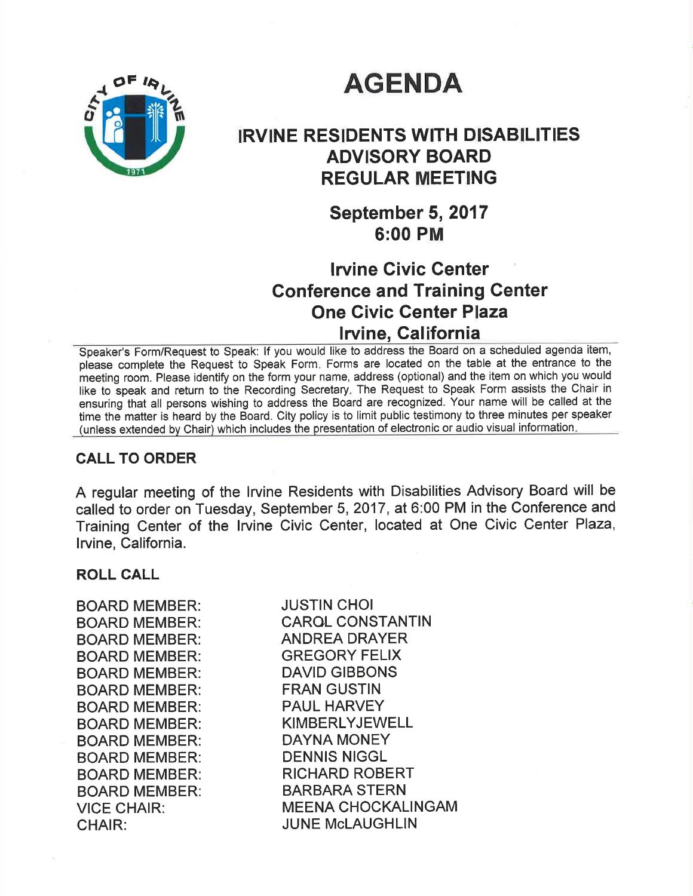# AGENDA

## IRVINE RESIDENTS WITH DISABILITIES ADVISORY BOARD REGULAR MEETING

### September 5, 2017
### 6:00 PM

### Irvine Civic Center
### Conference and Training Center
### One Civic Center Plaza
### Irvine, California

Speaker's Form/Request to Speak: If you would like to address the Board on a scheduled agenda item, please complete the Request to Speak Form. Forms are located on the table at the entrance to the meeting room. Please identify on the form your name, address (optional) and the item on which you would like to speak and return to the Recording Secretary. The Request to Speak Form assists the Chair in ensuring that all persons wishing to address the Board are recognized. Your name will be called at the time the matter is heard by the Board. City policy is to limit public testimony to three minutes per speaker (unless extended by Chair) which includes the presentation of electronic or audio visual information.

**CALL TO ORDER**

A regular meeting of the Irvine Residents with Disabilities Advisory Board will be called to order on Tuesday, September 5, 2017, at 6:00 PM in the Conference and Training Center of the Irvine Civic Center, located at One Civic Center Plaza, Irvine, California.

**ROLL CALL**

BOARD MEMBER: JUSTIN CHOI
BOARD MEMBER: CAROL CONSTANTIN
BOARD MEMBER: ANDREA DRAYER
BOARD MEMBER: GREGORY FELIX
BOARD MEMBER: DAVID GIBBONS
BOARD MEMBER: FRAN GUSTIN
BOARD MEMBER: PAUL HARVEY
BOARD MEMBER: KIMBERLYJEWELL
BOARD MEMBER: DAYNA MONEY
BOARD MEMBER: DENNIS NIGGL
BOARD MEMBER: RICHARD ROBERT
BOARD MEMBER: BARBARA STERN
VICE CHAIR: MEENA CHOCKALINGAM
CHAIR: JUNE McLAUGHLIN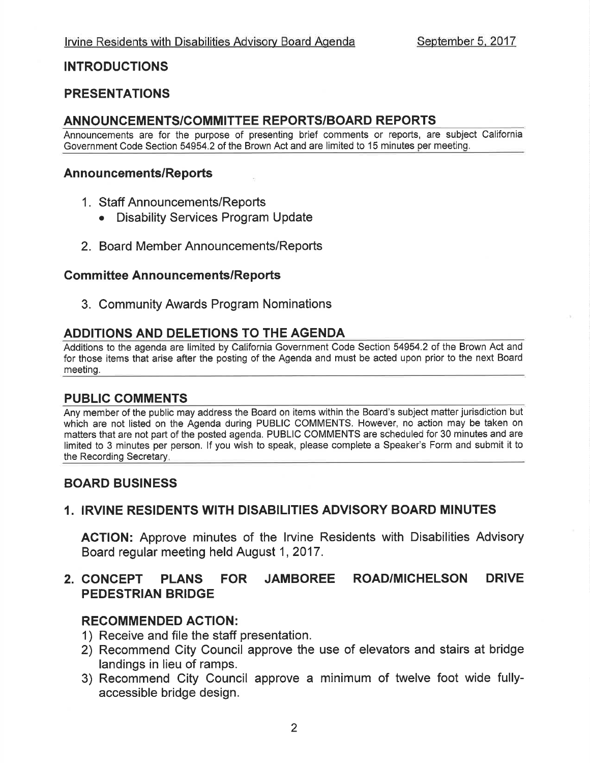## INTRODUCTIONS

## PRESENTATIONS

## ANNOUNCEMENTS/COMMITTEE REPORTS/BOARD REPORTS

Announcements are for the purpose of presenting brief comments or reports, are subject California Government Code Section 54954.2 of the Brown Act and are limited to 15 minutes per meeting.

### Announcements/Reports

1. Staff Announcements/Reports
   - Disability Services Program Update
2. Board Member Announcements/Reports

### Committee Announcements/Reports

3. Community Awards Program Nominations

## ADDITIONS AND DELETIONS TO THE AGENDA

Additions to the agenda are limited by California Government Code Section 54954.2 of the Brown Act and for those items that arise after the posting of the Agenda and must be acted upon prior to the next Board meeting.

## PUBLIC COMMENTS

Any member of the public may address the Board on items within the Board's subject matter jurisdiction but which are not listed on the Agenda during PUBLIC COMMENTS. However, no action may be taken on matters that are not part of the posted agenda. PUBLIC COMMENTS are scheduled for 30 minutes and are limited to 3 minutes per person. If you wish to speak, please complete a Speaker's Form and submit it to the Recording Secretary.

## BOARD BUSINESS

### 1. IRVINE RESIDENTS WITH DISABILITIES ADVISORY BOARD MINUTES

**ACTION:** Approve minutes of the Irvine Residents with Disabilities Advisory Board regular meeting held August 1, 2017.

### 2. CONCEPT PLANS FOR JAMBOREE ROAD/MICHELSON DRIVE PEDESTRIAN BRIDGE

**RECOMMENDED ACTION:**

1) Receive and file the staff presentation.
2) Recommend City Council approve the use of elevators and stairs at bridge landings in lieu of ramps.
3) Recommend City Council approve a minimum of twelve foot wide fully-accessible bridge design.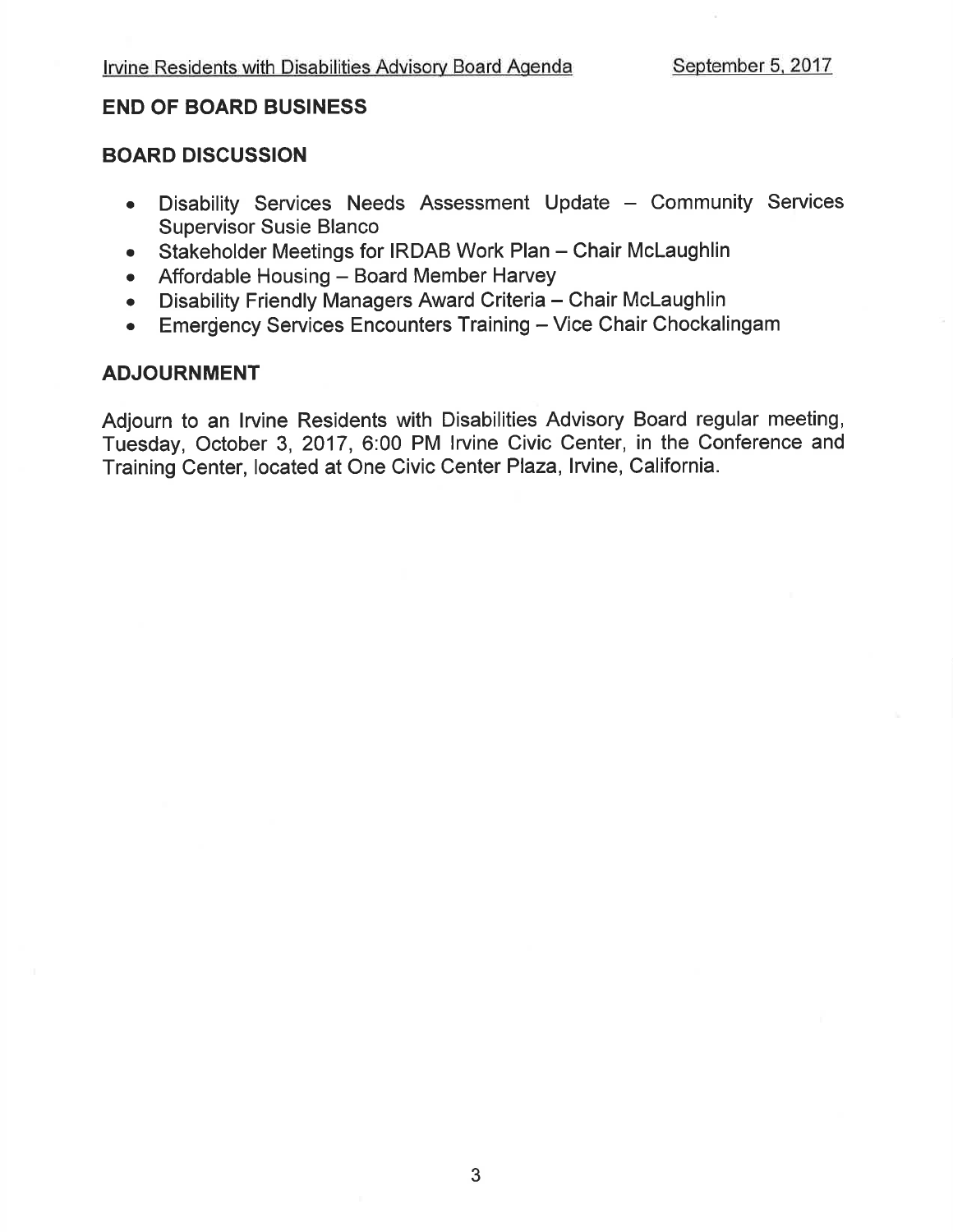## END OF BOARD BUSINESS

## BOARD DISCUSSION

- Disability Services Needs Assessment Update – Community Services Supervisor Susie Blanco
- Stakeholder Meetings for IRDAB Work Plan – Chair McLaughlin
- Affordable Housing – Board Member Harvey
- Disability Friendly Managers Award Criteria – Chair McLaughlin
- Emergency Services Encounters Training – Vice Chair Chockalingam

## ADJOURNMENT

Adjourn to an Irvine Residents with Disabilities Advisory Board regular meeting, Tuesday, October 3, 2017, 6:00 PM Irvine Civic Center, in the Conference and Training Center, located at One Civic Center Plaza, Irvine, California.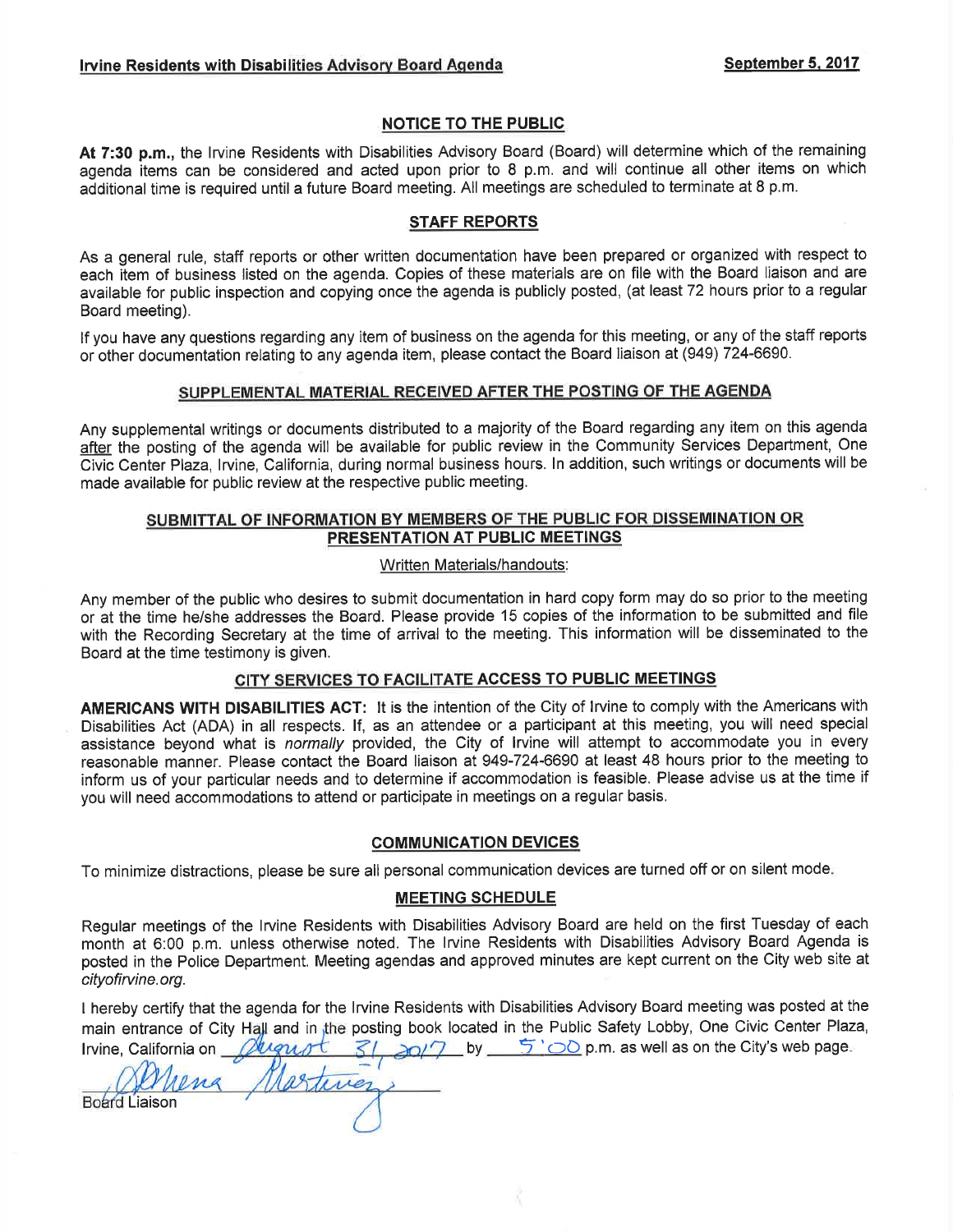**NOTICE TO THE PUBLIC**

**At 7:30 p.m.,** the Irvine Residents with Disabilities Advisory Board (Board) will determine which of the remaining agenda items can be considered and acted upon prior to 8 p.m. and will continue all other items on which additional time is required until a future Board meeting. All meetings are scheduled to terminate at 8 p.m.

**STAFF REPORTS**

As a general rule, staff reports or other written documentation have been prepared or organized with respect to each item of business listed on the agenda. Copies of these materials are on file with the Board liaison and are available for public inspection and copying once the agenda is publicly posted, (at least 72 hours prior to a regular Board meeting).

If you have any questions regarding any item of business on the agenda for this meeting, or any of the staff reports or other documentation relating to any agenda item, please contact the Board liaison at (949) 724-6690.

**SUPPLEMENTAL MATERIAL RECEIVED AFTER THE POSTING OF THE AGENDA**

Any supplemental writings or documents distributed to a majority of the Board regarding any item on this agenda after the posting of the agenda will be available for public review in the Community Services Department, One Civic Center Plaza, Irvine, California, during normal business hours. In addition, such writings or documents will be made available for public review at the respective public meeting.

**SUBMITTAL OF INFORMATION BY MEMBERS OF THE PUBLIC FOR DISSEMINATION OR PRESENTATION AT PUBLIC MEETINGS**

Written Materials/handouts:

Any member of the public who desires to submit documentation in hard copy form may do so prior to the meeting or at the time he/she addresses the Board. Please provide 15 copies of the information to be submitted and file with the Recording Secretary at the time of arrival to the meeting. This information will be disseminated to the Board at the time testimony is given.

**CITY SERVICES TO FACILITATE ACCESS TO PUBLIC MEETINGS**

**AMERICANS WITH DISABILITIES ACT:** It is the intention of the City of Irvine to comply with the Americans with Disabilities Act (ADA) in all respects. If, as an attendee or a participant at this meeting, you will need special assistance beyond what is *normally* provided, the City of Irvine will attempt to accommodate you in every reasonable manner. Please contact the Board liaison at 949-724-6690 at least 48 hours prior to the meeting to inform us of your particular needs and to determine if accommodation is feasible. Please advise us at the time if you will need accommodations to attend or participate in meetings on a regular basis.

**COMMUNICATION DEVICES**

To minimize distractions, please be sure all personal communication devices are turned off or on silent mode.

**MEETING SCHEDULE**

Regular meetings of the Irvine Residents with Disabilities Advisory Board are held on the first Tuesday of each month at 6:00 p.m. unless otherwise noted. The Irvine Residents with Disabilities Advisory Board Agenda is posted in the Police Department. Meeting agendas and approved minutes are kept current on the City web site at *cityofirvine.org*.

I hereby certify that the agenda for the Irvine Residents with Disabilities Advisory Board meeting was posted at the main entrance of City Hall and in the posting book located in the Public Safety Lobby, One Civic Center Plaza, Irvine, California on August 31, 2017 by 5:00 p.m. as well as on the City's web page.

Athena Martinez

Board Liaison